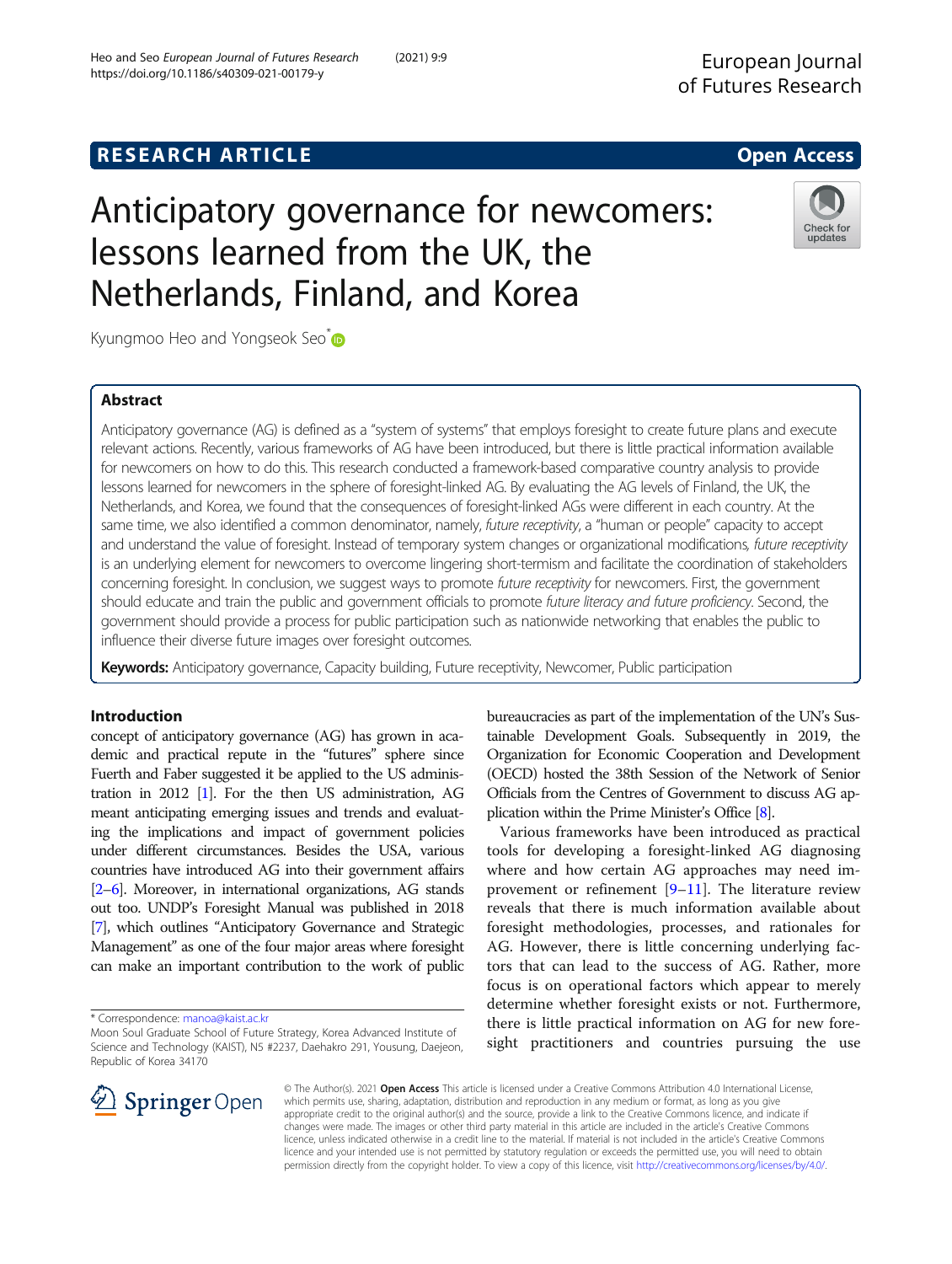RESEARCH ARTICLE

Open Access

# Anticipatory governance for newcomers: lessons learned from the UK, the Netherlands, Finland, and Korea

Kyungmoo Heo and Yongseok Seo*

## Abstract

Anticipatory governance (AG) is defined as a "system of systems" that employs foresight to create future plans and execute relevant actions. Recently, various frameworks of AG have been introduced, but there is little practical information available for newcomers on how to do this. This research conducted a framework-based comparative country analysis to provide lessons learned for newcomers in the sphere of foresight-linked AG. By evaluating the AG levels of Finland, the UK, the Netherlands, and Korea, we found that the consequences of foresight-linked AGs were different in each country. At the same time, we also identified a common denominator, namely, *future receptivity*, a "human or people" capacity to accept and understand the value of foresight. Instead of temporary system changes or organizational modifications, *future receptivity* is an underlying element for newcomers to overcome lingering short-termism and facilitate the coordination of stakeholders concerning foresight. In conclusion, we suggest ways to promote *future receptivity* for newcomers. First, the government should educate and train the public and government officials to promote *future literacy and future proficiency*. Second, the government should provide a process for public participation such as nationwide networking that enables the public to influence their diverse future images over foresight outcomes.

**Keywords:** Anticipatory governance, Capacity building, Future receptivity, Newcomer, Public participation

## Introduction

concept of anticipatory governance (AG) has grown in academic and practical repute in the "futures" sphere since Fuerth and Faber suggested it be applied to the US administration in 2012 [1]. For the then US administration, AG meant anticipating emerging issues and trends and evaluating the implications and impact of government policies under different circumstances. Besides the USA, various countries have introduced AG into their government affairs [2–6]. Moreover, in international organizations, AG stands out too. UNDP's Foresight Manual was published in 2018 [7], which outlines "Anticipatory Governance and Strategic Management" as one of the four major areas where foresight can make an important contribution to the work of public bureaucracies as part of the implementation of the UN's Sustainable Development Goals. Subsequently in 2019, the Organization for Economic Cooperation and Development (OECD) hosted the 38th Session of the Network of Senior Officials from the Centres of Government to discuss AG application within the Prime Minister's Office [8].

Various frameworks have been introduced as practical tools for developing a foresight-linked AG diagnosing where and how certain AG approaches may need improvement or refinement [9–11]. The literature review reveals that there is much information available about foresight methodologies, processes, and rationales for AG. However, there is little concerning underlying factors that can lead to the success of AG. Rather, more focus is on operational factors which appear to merely determine whether foresight exists or not. Furthermore, there is little practical information on AG for new foresight practitioners and countries pursuing the use

\* Correspondence: manoa@kaist.ac.kr
Moon Soul Graduate School of Future Strategy, Korea Advanced Institute of Science and Technology (KAIST), N5 #2237, Daehakro 291, Yousung, Daejeon, Republic of Korea 34170

© The Author(s). 2021 **Open Access** This article is licensed under a Creative Commons Attribution 4.0 International License, which permits use, sharing, adaptation, distribution and reproduction in any medium or format, as long as you give appropriate credit to the original author(s) and the source, provide a link to the Creative Commons licence, and indicate if changes were made. The images or other third party material in this article are included in the article's Creative Commons licence, unless indicated otherwise in a credit line to the material. If material is not included in the article's Creative Commons licence and your intended use is not permitted by statutory regulation or exceeds the permitted use, you will need to obtain permission directly from the copyright holder. To view a copy of this licence, visit http://creativecommons.org/licenses/by/4.0/.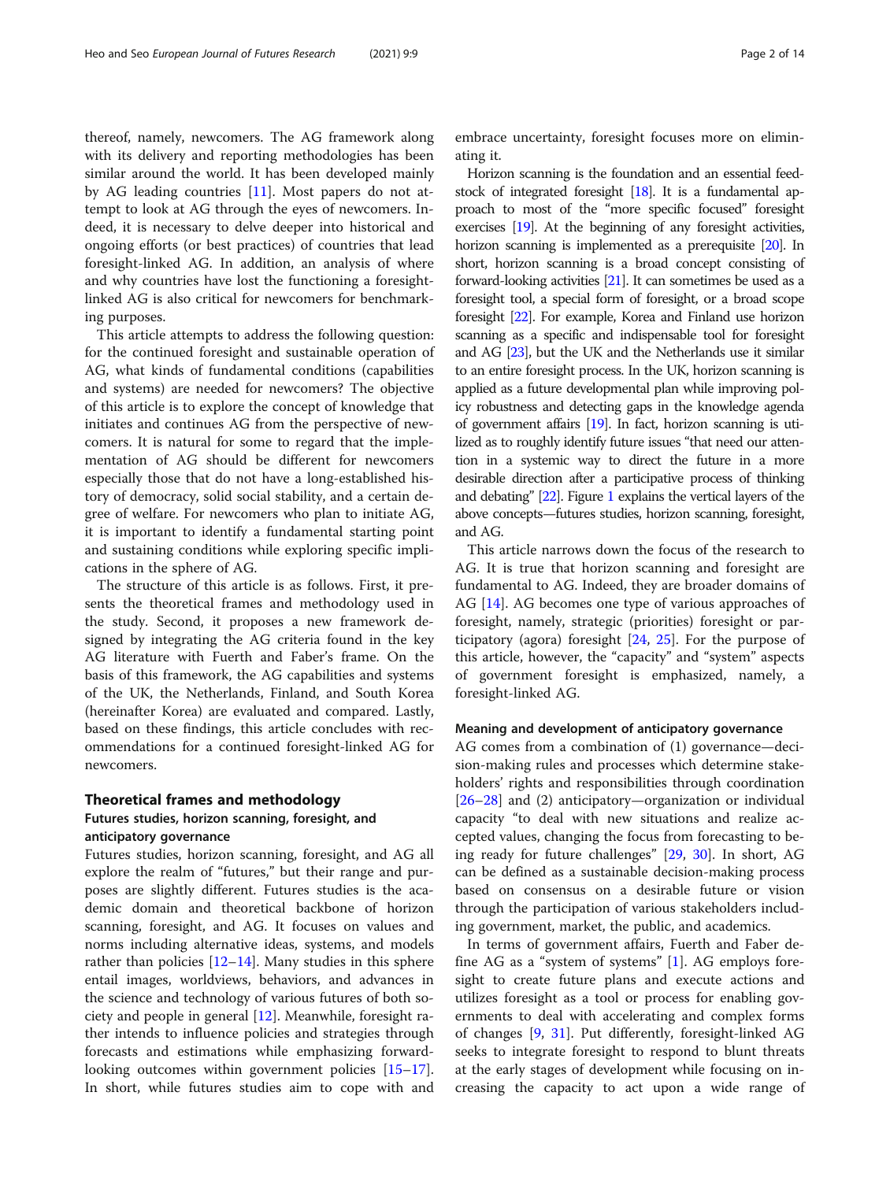thereof, namely, newcomers. The AG framework along with its delivery and reporting methodologies has been similar around the world. It has been developed mainly by AG leading countries [11]. Most papers do not attempt to look at AG through the eyes of newcomers. Indeed, it is necessary to delve deeper into historical and ongoing efforts (or best practices) of countries that lead foresight-linked AG. In addition, an analysis of where and why countries have lost the functioning a foresight-linked AG is also critical for newcomers for benchmarking purposes.

This article attempts to address the following question: for the continued foresight and sustainable operation of AG, what kinds of fundamental conditions (capabilities and systems) are needed for newcomers? The objective of this article is to explore the concept of knowledge that initiates and continues AG from the perspective of newcomers. It is natural for some to regard that the implementation of AG should be different for newcomers especially those that do not have a long-established history of democracy, solid social stability, and a certain degree of welfare. For newcomers who plan to initiate AG, it is important to identify a fundamental starting point and sustaining conditions while exploring specific implications in the sphere of AG.

The structure of this article is as follows. First, it presents the theoretical frames and methodology used in the study. Second, it proposes a new framework designed by integrating the AG criteria found in the key AG literature with Fuerth and Faber's frame. On the basis of this framework, the AG capabilities and systems of the UK, the Netherlands, Finland, and South Korea (hereinafter Korea) are evaluated and compared. Lastly, based on these findings, this article concludes with recommendations for a continued foresight-linked AG for newcomers.

## Theoretical frames and methodology

### Futures studies, horizon scanning, foresight, and anticipatory governance

Futures studies, horizon scanning, foresight, and AG all explore the realm of "futures," but their range and purposes are slightly different. Futures studies is the academic domain and theoretical backbone of horizon scanning, foresight, and AG. It focuses on values and norms including alternative ideas, systems, and models rather than policies [12–14]. Many studies in this sphere entail images, worldviews, behaviors, and advances in the science and technology of various futures of both society and people in general [12]. Meanwhile, foresight rather intends to influence policies and strategies through forecasts and estimations while emphasizing forward-looking outcomes within government policies [15–17]. In short, while futures studies aim to cope with and embrace uncertainty, foresight focuses more on eliminating it.

Horizon scanning is the foundation and an essential feedstock of integrated foresight [18]. It is a fundamental approach to most of the "more specific focused" foresight exercises [19]. At the beginning of any foresight activities, horizon scanning is implemented as a prerequisite [20]. In short, horizon scanning is a broad concept consisting of forward-looking activities [21]. It can sometimes be used as a foresight tool, a special form of foresight, or a broad scope foresight [22]. For example, Korea and Finland use horizon scanning as a specific and indispensable tool for foresight and AG [23], but the UK and the Netherlands use it similar to an entire foresight process. In the UK, horizon scanning is applied as a future developmental plan while improving policy robustness and detecting gaps in the knowledge agenda of government affairs [19]. In fact, horizon scanning is utilized as to roughly identify future issues "that need our attention in a systemic way to direct the future in a more desirable direction after a participative process of thinking and debating" [22]. Figure 1 explains the vertical layers of the above concepts—futures studies, horizon scanning, foresight, and AG.

This article narrows down the focus of the research to AG. It is true that horizon scanning and foresight are fundamental to AG. Indeed, they are broader domains of AG [14]. AG becomes one type of various approaches of foresight, namely, strategic (priorities) foresight or participatory (agora) foresight [24, 25]. For the purpose of this article, however, the "capacity" and "system" aspects of government foresight is emphasized, namely, a foresight-linked AG.

### Meaning and development of anticipatory governance

AG comes from a combination of (1) governance—decision-making rules and processes which determine stakeholders' rights and responsibilities through coordination [26–28] and (2) anticipatory—organization or individual capacity "to deal with new situations and realize accepted values, changing the focus from forecasting to being ready for future challenges" [29, 30]. In short, AG can be defined as a sustainable decision-making process based on consensus on a desirable future or vision through the participation of various stakeholders including government, market, the public, and academics.

In terms of government affairs, Fuerth and Faber define AG as a "system of systems" [1]. AG employs foresight to create future plans and execute actions and utilizes foresight as a tool or process for enabling governments to deal with accelerating and complex forms of changes [9, 31]. Put differently, foresight-linked AG seeks to integrate foresight to respond to blunt threats at the early stages of development while focusing on increasing the capacity to act upon a wide range of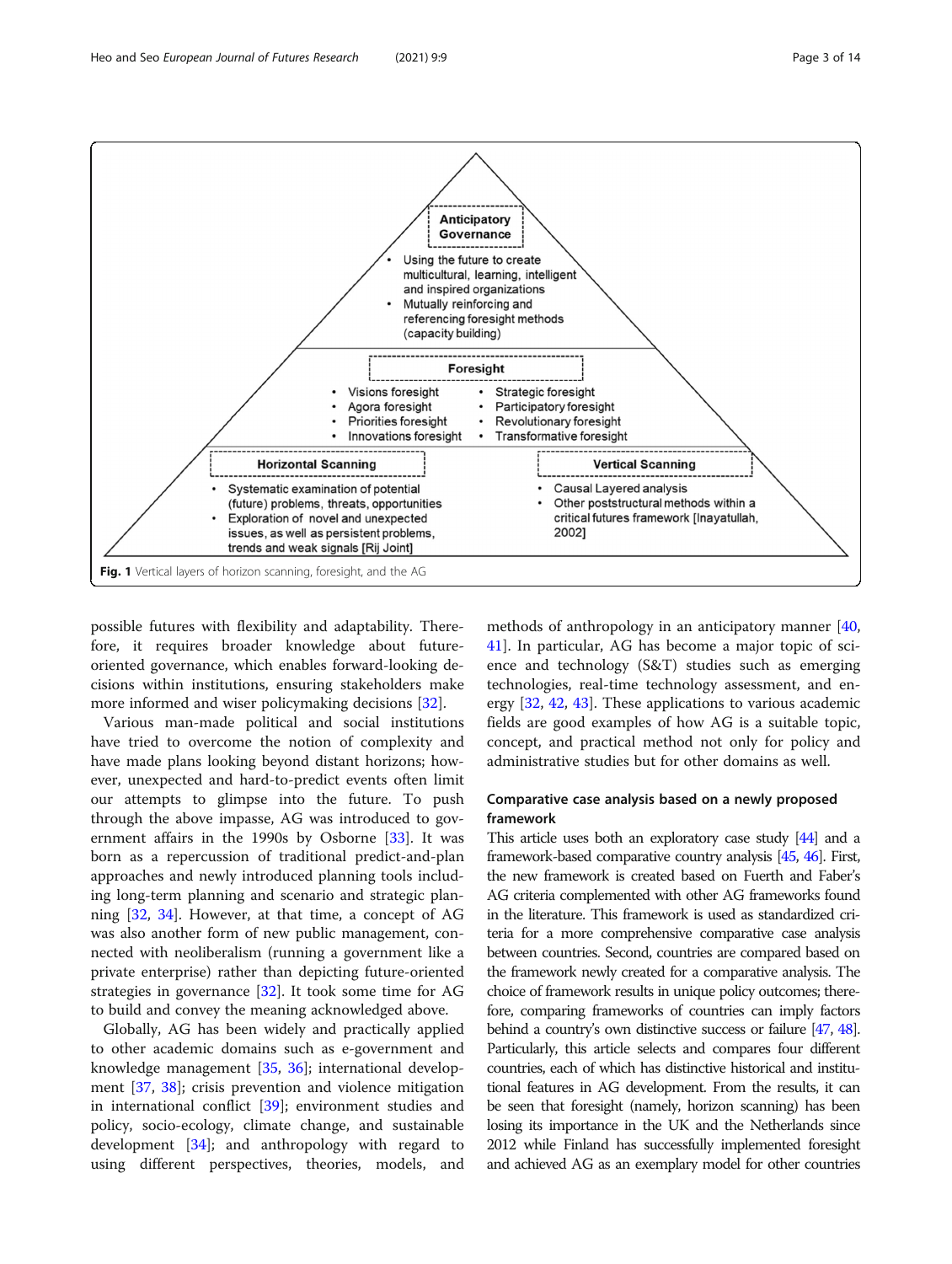**Anticipatory Governance**

- Using the future to create multicultural, learning, intelligent and inspired organizations
- Mutually reinforcing and referencing foresight methods (capacity building)

**Foresight**

- Visions foresight
- Agora foresight
- Priorities foresight
- Innovations foresight
- Strategic foresight
- Participatory foresight
- Revolutionary foresight
- Transformative foresight

**Horizontal Scanning**

- Systematic examination of potential (future) problems, threats, opportunities
- Exploration of novel and unexpected issues, as well as persistent problems, trends and weak signals [Rij Joint]

**Vertical Scanning**

- Causal Layered analysis
- Other poststructural methods within a critical futures framework [Inayatullah, 2002]

**Fig. 1** Vertical layers of horizon scanning, foresight, and the AG

possible futures with flexibility and adaptability. Therefore, it requires broader knowledge about future-oriented governance, which enables forward-looking decisions within institutions, ensuring stakeholders make more informed and wiser policymaking decisions [32].

Various man-made political and social institutions have tried to overcome the notion of complexity and have made plans looking beyond distant horizons; however, unexpected and hard-to-predict events often limit our attempts to glimpse into the future. To push through the above impasse, AG was introduced to government affairs in the 1990s by Osborne [33]. It was born as a repercussion of traditional predict-and-plan approaches and newly introduced planning tools including long-term planning and scenario and strategic planning [32, 34]. However, at that time, a concept of AG was also another form of new public management, connected with neoliberalism (running a government like a private enterprise) rather than depicting future-oriented strategies in governance [32]. It took some time for AG to build and convey the meaning acknowledged above.

Globally, AG has been widely and practically applied to other academic domains such as e-government and knowledge management [35, 36]; international development [37, 38]; crisis prevention and violence mitigation in international conflict [39]; environment studies and policy, socio-ecology, climate change, and sustainable development [34]; and anthropology with regard to using different perspectives, theories, models, and methods of anthropology in an anticipatory manner [40, 41]. In particular, AG has become a major topic of science and technology (S&T) studies such as emerging technologies, real-time technology assessment, and energy [32, 42, 43]. These applications to various academic fields are good examples of how AG is a suitable topic, concept, and practical method not only for policy and administrative studies but for other domains as well.

### Comparative case analysis based on a newly proposed framework

This article uses both an exploratory case study [44] and a framework-based comparative country analysis [45, 46]. First, the new framework is created based on Fuerth and Faber's AG criteria complemented with other AG frameworks found in the literature. This framework is used as standardized criteria for a more comprehensive comparative case analysis between countries. Second, countries are compared based on the framework newly created for a comparative analysis. The choice of framework results in unique policy outcomes; therefore, comparing frameworks of countries can imply factors behind a country's own distinctive success or failure [47, 48]. Particularly, this article selects and compares four different countries, each of which has distinctive historical and institutional features in AG development. From the results, it can be seen that foresight (namely, horizon scanning) has been losing its importance in the UK and the Netherlands since 2012 while Finland has successfully implemented foresight and achieved AG as an exemplary model for other countries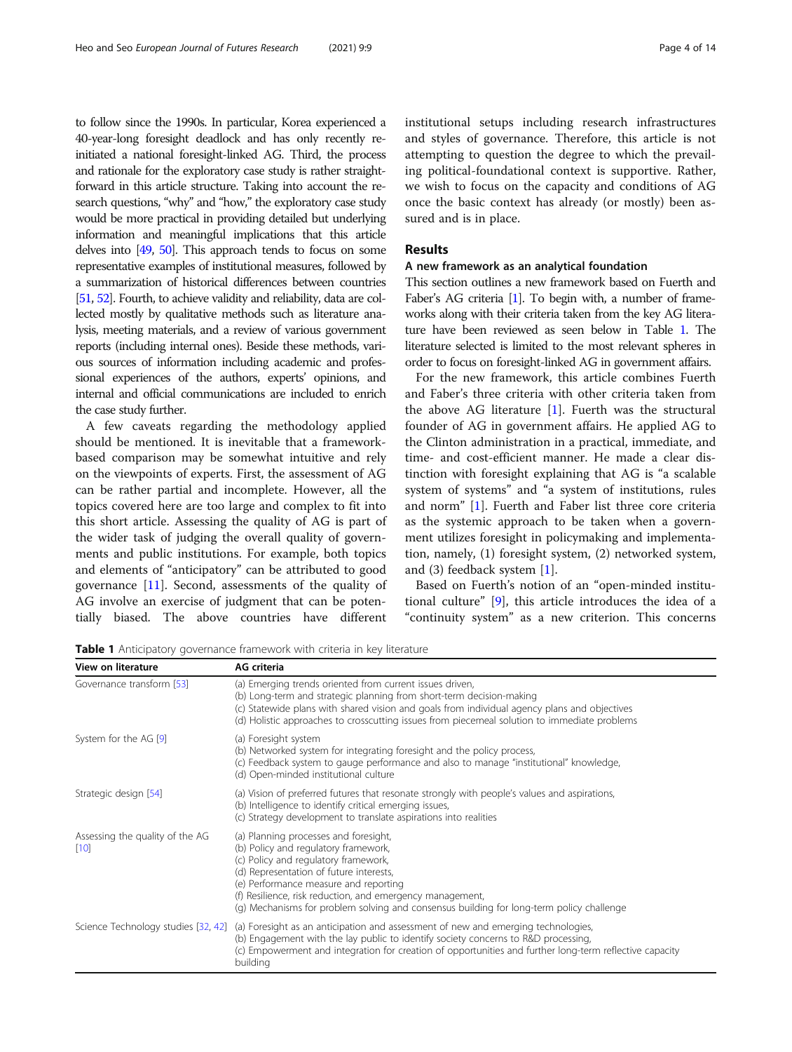to follow since the 1990s. In particular, Korea experienced a 40-year-long foresight deadlock and has only recently re-initiated a national foresight-linked AG. Third, the process and rationale for the exploratory case study is rather straightforward in this article structure. Taking into account the research questions, "why" and "how," the exploratory case study would be more practical in providing detailed but underlying information and meaningful implications that this article delves into [49, 50]. This approach tends to focus on some representative examples of institutional measures, followed by a summarization of historical differences between countries [51, 52]. Fourth, to achieve validity and reliability, data are collected mostly by qualitative methods such as literature analysis, meeting materials, and a review of various government reports (including internal ones). Beside these methods, various sources of information including academic and professional experiences of the authors, experts' opinions, and internal and official communications are included to enrich the case study further.

A few caveats regarding the methodology applied should be mentioned. It is inevitable that a framework-based comparison may be somewhat intuitive and rely on the viewpoints of experts. First, the assessment of AG can be rather partial and incomplete. However, all the topics covered here are too large and complex to fit into this short article. Assessing the quality of AG is part of the wider task of judging the overall quality of governments and public institutions. For example, both topics and elements of "anticipatory" can be attributed to good governance [11]. Second, assessments of the quality of AG involve an exercise of judgment that can be potentially biased. The above countries have different institutional setups including research infrastructures and styles of governance. Therefore, this article is not attempting to question the degree to which the prevailing political-foundational context is supportive. Rather, we wish to focus on the capacity and conditions of AG once the basic context has already (or mostly) been assured and is in place.

## Results

### A new framework as an analytical foundation

This section outlines a new framework based on Fuerth and Faber's AG criteria [1]. To begin with, a number of frameworks along with their criteria taken from the key AG literature have been reviewed as seen below in Table 1. The literature selected is limited to the most relevant spheres in order to focus on foresight-linked AG in government affairs.

For the new framework, this article combines Fuerth and Faber's three criteria with other criteria taken from the above AG literature [1]. Fuerth was the structural founder of AG in government affairs. He applied AG to the Clinton administration in a practical, immediate, and time- and cost-efficient manner. He made a clear distinction with foresight explaining that AG is "a scalable system of systems" and "a system of institutions, rules and norm" [1]. Fuerth and Faber list three core criteria as the systemic approach to be taken when a government utilizes foresight in policymaking and implementation, namely, (1) foresight system, (2) networked system, and (3) feedback system [1].

Based on Fuerth's notion of an "open-minded institutional culture" [9], this article introduces the idea of a "continuity system" as a new criterion. This concerns

**Table 1** Anticipatory governance framework with criteria in key literature

| View on literature | AG criteria |
|---|---|
| Governance transform [53] | (a) Emerging trends oriented from current issues driven,<br>(b) Long-term and strategic planning from short-term decision-making<br>(c) Statewide plans with shared vision and goals from individual agency plans and objectives<br>(d) Holistic approaches to crosscutting issues from piecemeal solution to immediate problems |
| System for the AG [9] | (a) Foresight system<br>(b) Networked system for integrating foresight and the policy process,<br>(c) Feedback system to gauge performance and also to manage "institutional" knowledge,<br>(d) Open-minded institutional culture |
| Strategic design [54] | (a) Vision of preferred futures that resonate strongly with people's values and aspirations,<br>(b) Intelligence to identify critical emerging issues,<br>(c) Strategy development to translate aspirations into realities |
| Assessing the quality of the AG [10] | (a) Planning processes and foresight,<br>(b) Policy and regulatory framework,<br>(c) Policy and regulatory framework,<br>(d) Representation of future interests,<br>(e) Performance measure and reporting<br>(f) Resilience, risk reduction, and emergency management,<br>(g) Mechanisms for problem solving and consensus building for long-term policy challenge |
| Science Technology studies [32, 42] | (a) Foresight as an anticipation and assessment of new and emerging technologies,<br>(b) Engagement with the lay public to identify society concerns to R&D processing,<br>(c) Empowerment and integration for creation of opportunities and further long-term reflective capacity building |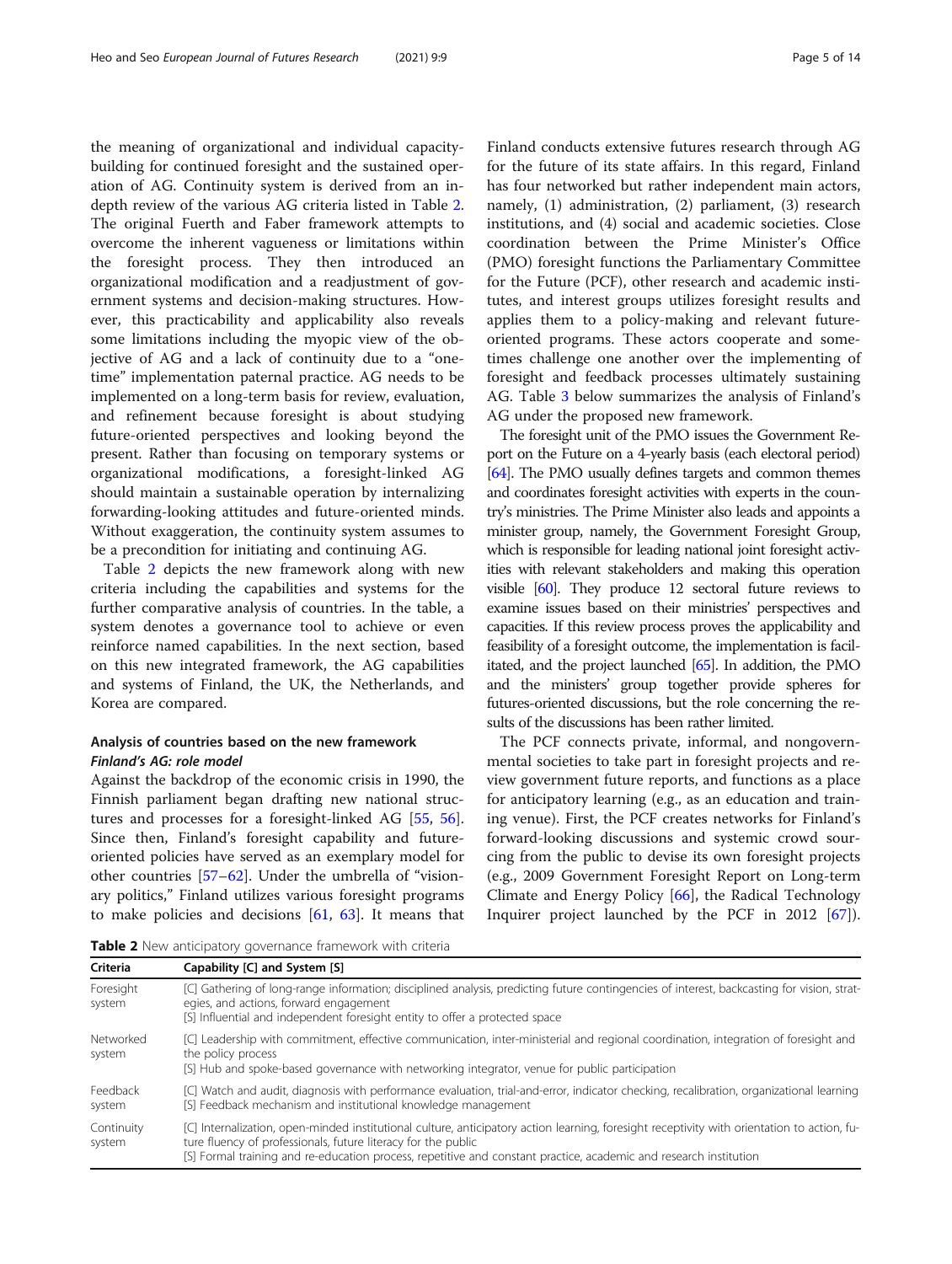the meaning of organizational and individual capacity-building for continued foresight and the sustained operation of AG. Continuity system is derived from an in-depth review of the various AG criteria listed in Table 2. The original Fuerth and Faber framework attempts to overcome the inherent vagueness or limitations within the foresight process. They then introduced an organizational modification and a readjustment of government systems and decision-making structures. However, this practicability and applicability also reveals some limitations including the myopic view of the objective of AG and a lack of continuity due to a "one-time" implementation paternal practice. AG needs to be implemented on a long-term basis for review, evaluation, and refinement because foresight is about studying future-oriented perspectives and looking beyond the present. Rather than focusing on temporary systems or organizational modifications, a foresight-linked AG should maintain a sustainable operation by internalizing forwarding-looking attitudes and future-oriented minds. Without exaggeration, the continuity system assumes to be a precondition for initiating and continuing AG.

Table 2 depicts the new framework along with new criteria including the capabilities and systems for the further comparative analysis of countries. In the table, a system denotes a governance tool to achieve or even reinforce named capabilities. In the next section, based on this new integrated framework, the AG capabilities and systems of Finland, the UK, the Netherlands, and Korea are compared.

## Analysis of countries based on the new framework

### *Finland's AG: role model*

Against the backdrop of the economic crisis in 1990, the Finnish parliament began drafting new national structures and processes for a foresight-linked AG [55, 56]. Since then, Finland's foresight capability and future-oriented policies have served as an exemplary model for other countries [57–62]. Under the umbrella of "visionary politics," Finland utilizes various foresight programs to make policies and decisions [61, 63]. It means that Finland conducts extensive futures research through AG for the future of its state affairs. In this regard, Finland has four networked but rather independent main actors, namely, (1) administration, (2) parliament, (3) research institutions, and (4) social and academic societies. Close coordination between the Prime Minister's Office (PMO) foresight functions the Parliamentary Committee for the Future (PCF), other research and academic institutes, and interest groups utilizes foresight results and applies them to a policy-making and relevant future-oriented programs. These actors cooperate and sometimes challenge one another over the implementing of foresight and feedback processes ultimately sustaining AG. Table 3 below summarizes the analysis of Finland's AG under the proposed new framework.

The foresight unit of the PMO issues the Government Report on the Future on a 4-yearly basis (each electoral period) [64]. The PMO usually defines targets and common themes and coordinates foresight activities with experts in the country's ministries. The Prime Minister also leads and appoints a minister group, namely, the Government Foresight Group, which is responsible for leading national joint foresight activities with relevant stakeholders and making this operation visible [60]. They produce 12 sectoral future reviews to examine issues based on their ministries' perspectives and capacities. If this review process proves the applicability and feasibility of a foresight outcome, the implementation is facilitated, and the project launched [65]. In addition, the PMO and the ministers' group together provide spheres for futures-oriented discussions, but the role concerning the results of the discussions has been rather limited.

The PCF connects private, informal, and nongovernmental societies to take part in foresight projects and review government future reports, and functions as a place for anticipatory learning (e.g., as an education and training venue). First, the PCF creates networks for Finland's forward-looking discussions and systemic crowd sourcing from the public to devise its own foresight projects (e.g., 2009 Government Foresight Report on Long-term Climate and Energy Policy [66], the Radical Technology Inquirer project launched by the PCF in 2012 [67]).

**Table 2** New anticipatory governance framework with criteria

| Criteria | Capability [C] and System [S] |
|---|---|
| Foresight system | [C] Gathering of long-range information; disciplined analysis, predicting future contingencies of interest, backcasting for vision, strategies, and actions, forward engagement<br>[S] Influential and independent foresight entity to offer a protected space |
| Networked system | [C] Leadership with commitment, effective communication, inter-ministerial and regional coordination, integration of foresight and the policy process<br>[S] Hub and spoke-based governance with networking integrator, venue for public participation |
| Feedback system | [C] Watch and audit, diagnosis with performance evaluation, trial-and-error, indicator checking, recalibration, organizational learning<br>[S] Feedback mechanism and institutional knowledge management |
| Continuity system | [C] Internalization, open-minded institutional culture, anticipatory action learning, foresight receptivity with orientation to action, future fluency of professionals, future literacy for the public<br>[S] Formal training and re-education process, repetitive and constant practice, academic and research institution |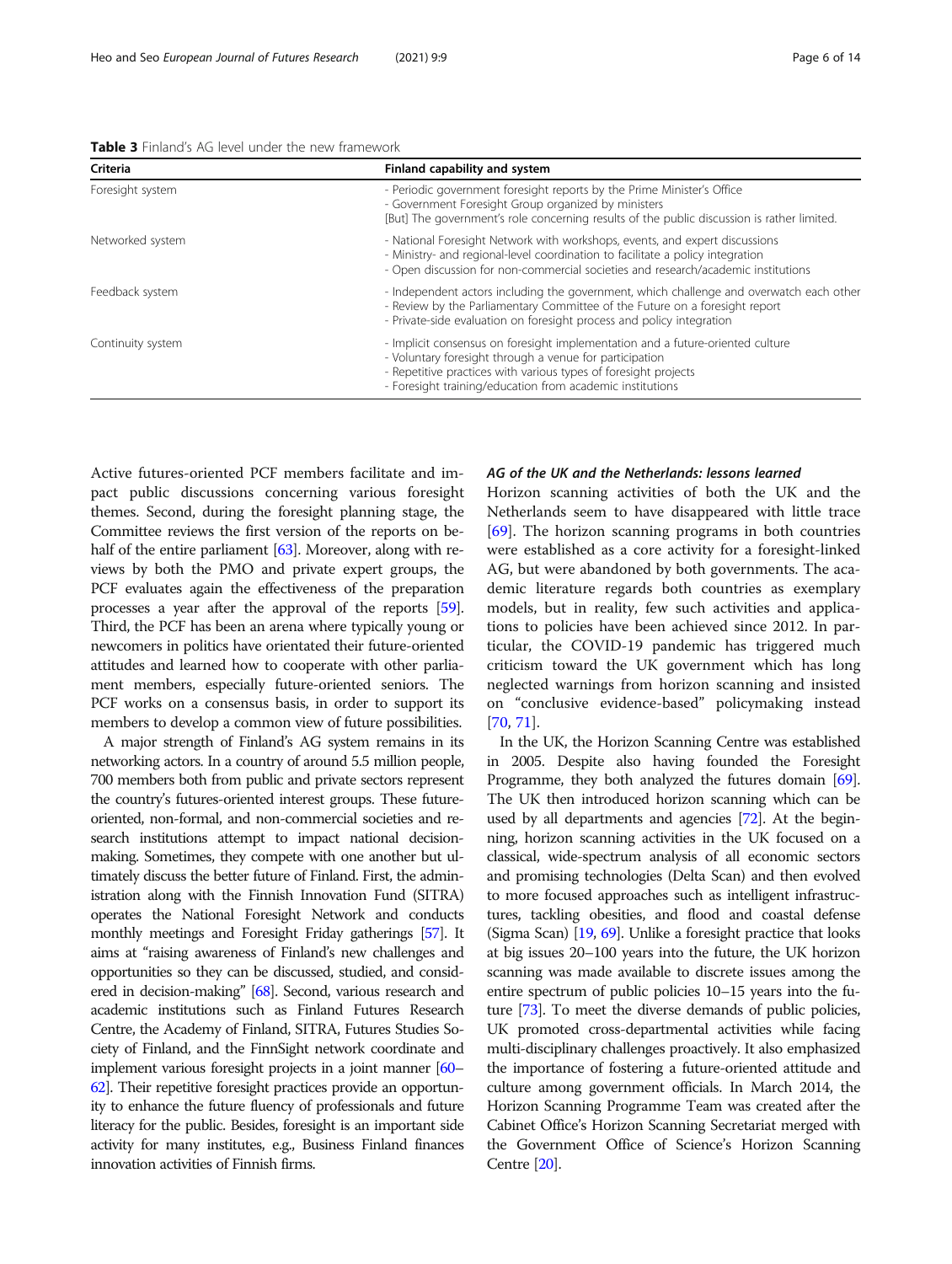**Table 3** Finland's AG level under the new framework

| Criteria | Finland capability and system |
| --- | --- |
| Foresight system | - Periodic government foresight reports by the Prime Minister's Office<br>- Government Foresight Group organized by ministers<br>[But] The government's role concerning results of the public discussion is rather limited. |
| Networked system | - National Foresight Network with workshops, events, and expert discussions<br>- Ministry- and regional-level coordination to facilitate a policy integration<br>- Open discussion for non-commercial societies and research/academic institutions |
| Feedback system | - Independent actors including the government, which challenge and overwatch each other<br>- Review by the Parliamentary Committee of the Future on a foresight report<br>- Private-side evaluation on foresight process and policy integration |
| Continuity system | - Implicit consensus on foresight implementation and a future-oriented culture<br>- Voluntary foresight through a venue for participation<br>- Repetitive practices with various types of foresight projects<br>- Foresight training/education from academic institutions |

Active futures-oriented PCF members facilitate and impact public discussions concerning various foresight themes. Second, during the foresight planning stage, the Committee reviews the first version of the reports on behalf of the entire parliament [63]. Moreover, along with reviews by both the PMO and private expert groups, the PCF evaluates again the effectiveness of the preparation processes a year after the approval of the reports [59]. Third, the PCF has been an arena where typically young or newcomers in politics have orientated their future-oriented attitudes and learned how to cooperate with other parliament members, especially future-oriented seniors. The PCF works on a consensus basis, in order to support its members to develop a common view of future possibilities.

A major strength of Finland's AG system remains in its networking actors. In a country of around 5.5 million people, 700 members both from public and private sectors represent the country's futures-oriented interest groups. These future-oriented, non-formal, and non-commercial societies and research institutions attempt to impact national decision-making. Sometimes, they compete with one another but ultimately discuss the better future of Finland. First, the administration along with the Finnish Innovation Fund (SITRA) operates the National Foresight Network and conducts monthly meetings and Foresight Friday gatherings [57]. It aims at "raising awareness of Finland's new challenges and opportunities so they can be discussed, studied, and considered in decision-making" [68]. Second, various research and academic institutions such as Finland Futures Research Centre, the Academy of Finland, SITRA, Futures Studies Society of Finland, and the FinnSight network coordinate and implement various foresight projects in a joint manner [60–62]. Their repetitive foresight practices provide an opportunity to enhance the future fluency of professionals and future literacy for the public. Besides, foresight is an important side activity for many institutes, e.g., Business Finland finances innovation activities of Finnish firms.

#### *AG of the UK and the Netherlands: lessons learned*

Horizon scanning activities of both the UK and the Netherlands seem to have disappeared with little trace [69]. The horizon scanning programs in both countries were established as a core activity for a foresight-linked AG, but were abandoned by both governments. The academic literature regards both countries as exemplary models, but in reality, few such activities and applications to policies have been achieved since 2012. In particular, the COVID-19 pandemic has triggered much criticism toward the UK government which has long neglected warnings from horizon scanning and insisted on "conclusive evidence-based" policymaking instead [70, 71].

In the UK, the Horizon Scanning Centre was established in 2005. Despite also having founded the Foresight Programme, they both analyzed the futures domain [69]. The UK then introduced horizon scanning which can be used by all departments and agencies [72]. At the beginning, horizon scanning activities in the UK focused on a classical, wide-spectrum analysis of all economic sectors and promising technologies (Delta Scan) and then evolved to more focused approaches such as intelligent infrastructures, tackling obesities, and flood and coastal defense (Sigma Scan) [19, 69]. Unlike a foresight practice that looks at big issues 20–100 years into the future, the UK horizon scanning was made available to discrete issues among the entire spectrum of public policies 10–15 years into the future [73]. To meet the diverse demands of public policies, UK promoted cross-departmental activities while facing multi-disciplinary challenges proactively. It also emphasized the importance of fostering a future-oriented attitude and culture among government officials. In March 2014, the Horizon Scanning Programme Team was created after the Cabinet Office's Horizon Scanning Secretariat merged with the Government Office of Science's Horizon Scanning Centre [20].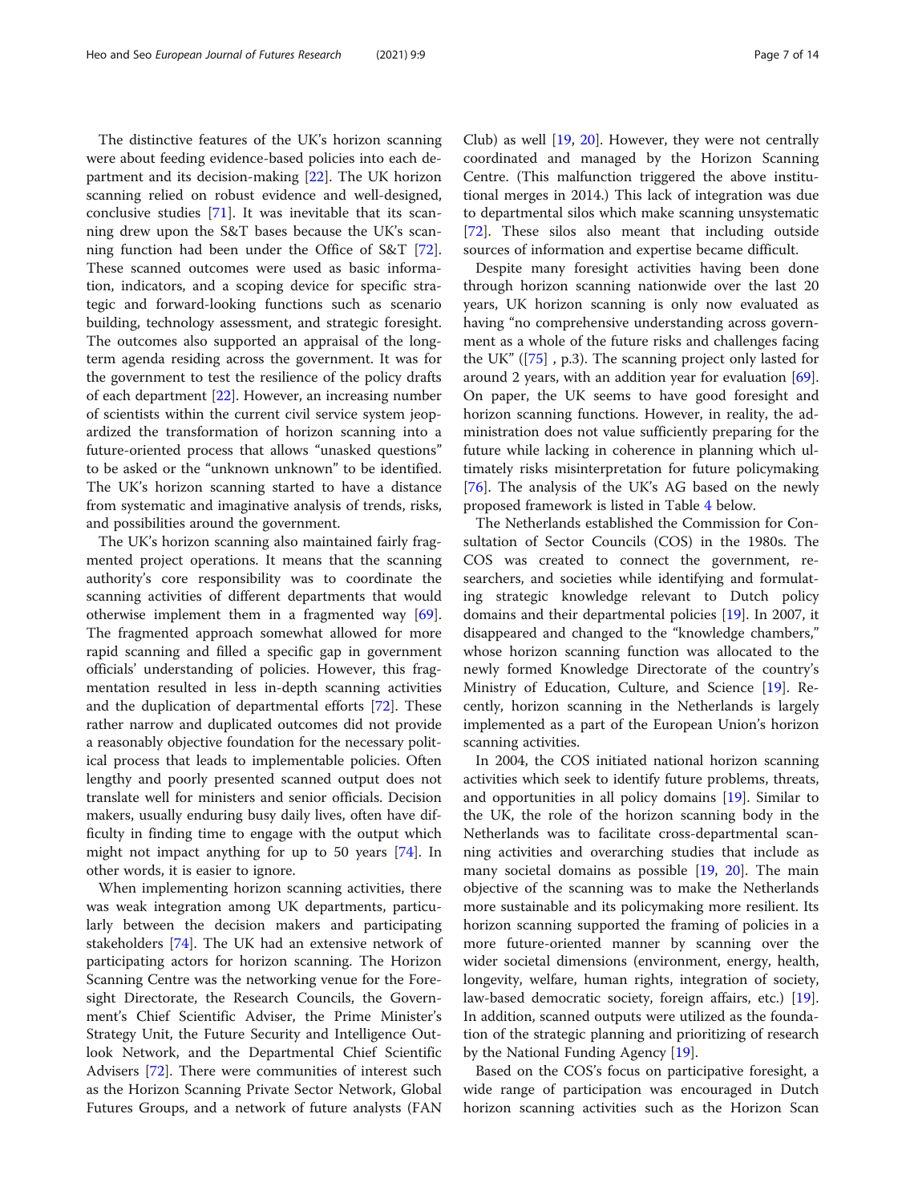The distinctive features of the UK's horizon scanning were about feeding evidence-based policies into each department and its decision-making [22]. The UK horizon scanning relied on robust evidence and well-designed, conclusive studies [71]. It was inevitable that its scanning drew upon the S&T bases because the UK's scanning function had been under the Office of S&T [72]. These scanned outcomes were used as basic information, indicators, and a scoping device for specific strategic and forward-looking functions such as scenario building, technology assessment, and strategic foresight. The outcomes also supported an appraisal of the long-term agenda residing across the government. It was for the government to test the resilience of the policy drafts of each department [22]. However, an increasing number of scientists within the current civil service system jeopardized the transformation of horizon scanning into a future-oriented process that allows "unasked questions" to be asked or the "unknown unknown" to be identified. The UK's horizon scanning started to have a distance from systematic and imaginative analysis of trends, risks, and possibilities around the government.

The UK's horizon scanning also maintained fairly fragmented project operations. It means that the scanning authority's core responsibility was to coordinate the scanning activities of different departments that would otherwise implement them in a fragmented way [69]. The fragmented approach somewhat allowed for more rapid scanning and filled a specific gap in government officials' understanding of policies. However, this fragmentation resulted in less in-depth scanning activities and the duplication of departmental efforts [72]. These rather narrow and duplicated outcomes did not provide a reasonably objective foundation for the necessary political process that leads to implementable policies. Often lengthy and poorly presented scanned output does not translate well for ministers and senior officials. Decision makers, usually enduring busy daily lives, often have difficulty in finding time to engage with the output which might not impact anything for up to 50 years [74]. In other words, it is easier to ignore.

When implementing horizon scanning activities, there was weak integration among UK departments, particularly between the decision makers and participating stakeholders [74]. The UK had an extensive network of participating actors for horizon scanning. The Horizon Scanning Centre was the networking venue for the Foresight Directorate, the Research Councils, the Government's Chief Scientific Adviser, the Prime Minister's Strategy Unit, the Future Security and Intelligence Outlook Network, and the Departmental Chief Scientific Advisers [72]. There were communities of interest such as the Horizon Scanning Private Sector Network, Global Futures Groups, and a network of future analysts (FAN Club) as well [19, 20]. However, they were not centrally coordinated and managed by the Horizon Scanning Centre. (This malfunction triggered the above institutional merges in 2014.) This lack of integration was due to departmental silos which make scanning unsystematic [72]. These silos also meant that including outside sources of information and expertise became difficult.

Despite many foresight activities having been done through horizon scanning nationwide over the last 20 years, UK horizon scanning is only now evaluated as having "no comprehensive understanding across government as a whole of the future risks and challenges facing the UK" ([75] , p.3). The scanning project only lasted for around 2 years, with an addition year for evaluation [69]. On paper, the UK seems to have good foresight and horizon scanning functions. However, in reality, the administration does not value sufficiently preparing for the future while lacking in coherence in planning which ultimately risks misinterpretation for future policymaking [76]. The analysis of the UK's AG based on the newly proposed framework is listed in Table 4 below.

The Netherlands established the Commission for Consultation of Sector Councils (COS) in the 1980s. The COS was created to connect the government, researchers, and societies while identifying and formulating strategic knowledge relevant to Dutch policy domains and their departmental policies [19]. In 2007, it disappeared and changed to the "knowledge chambers," whose horizon scanning function was allocated to the newly formed Knowledge Directorate of the country's Ministry of Education, Culture, and Science [19]. Recently, horizon scanning in the Netherlands is largely implemented as a part of the European Union's horizon scanning activities.

In 2004, the COS initiated national horizon scanning activities which seek to identify future problems, threats, and opportunities in all policy domains [19]. Similar to the UK, the role of the horizon scanning body in the Netherlands was to facilitate cross-departmental scanning activities and overarching studies that include as many societal domains as possible [19, 20]. The main objective of the scanning was to make the Netherlands more sustainable and its policymaking more resilient. Its horizon scanning supported the framing of policies in a more future-oriented manner by scanning over the wider societal dimensions (environment, energy, health, longevity, welfare, human rights, integration of society, law-based democratic society, foreign affairs, etc.) [19]. In addition, scanned outputs were utilized as the foundation of the strategic planning and prioritizing of research by the National Funding Agency [19].

Based on the COS's focus on participative foresight, a wide range of participation was encouraged in Dutch horizon scanning activities such as the Horizon Scan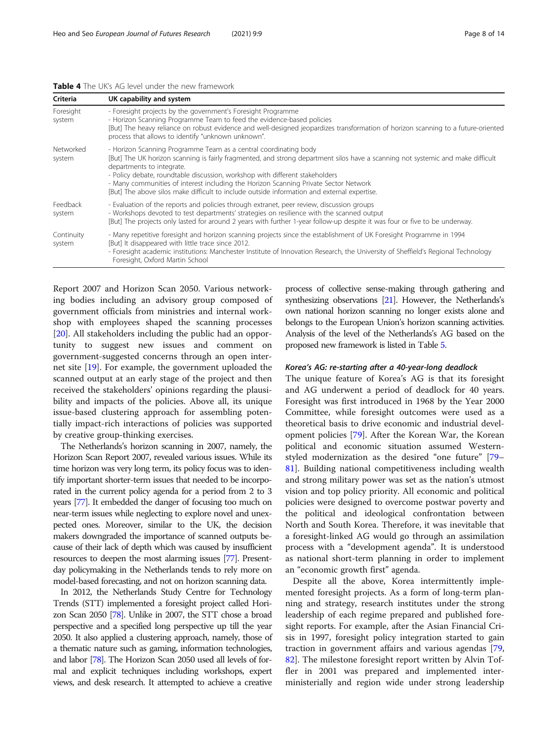**Table 4** The UK's AG level under the new framework

| Criteria | UK capability and system |
|---|---|
| Foresight system | - Foresight projects by the government's Foresight Programme<br>- Horizon Scanning Programme Team to feed the evidence-based policies<br>[But] The heavy reliance on robust evidence and well-designed jeopardizes transformation of horizon scanning to a future-oriented process that allows to identify "unknown unknown". |
| Networked system | - Horizon Scanning Programme Team as a central coordinating body<br>[But] The UK horizon scanning is fairly fragmented, and strong department silos have a scanning not systemic and make difficult departments to integrate.<br>- Policy debate, roundtable discussion, workshop with different stakeholders<br>- Many communities of interest including the Horizon Scanning Private Sector Network<br>[But] The above silos make difficult to include outside information and external expertise. |
| Feedback system | - Evaluation of the reports and policies through extranet, peer review, discussion groups<br>- Workshops devoted to test departments' strategies on resilience with the scanned output<br>[But] The projects only lasted for around 2 years with further 1-year follow-up despite it was four or five to be underway. |
| Continuity system | - Many repetitive foresight and horizon scanning projects since the establishment of UK Foresight Programme in 1994<br>[But] It disappeared with little trace since 2012.<br>- Foresight academic institutions: Manchester Institute of Innovation Research, the University of Sheffield's Regional Technology Foresight, Oxford Martin School |

Report 2007 and Horizon Scan 2050. Various networking bodies including an advisory group composed of government officials from ministries and internal workshop with employees shaped the scanning processes [20]. All stakeholders including the public had an opportunity to suggest new issues and comment on government-suggested concerns through an open internet site [19]. For example, the government uploaded the scanned output at an early stage of the project and then received the stakeholders' opinions regarding the plausibility and impacts of the policies. Above all, its unique issue-based clustering approach for assembling potentially impact-rich interactions of policies was supported by creative group-thinking exercises.

The Netherlands's horizon scanning in 2007, namely, the Horizon Scan Report 2007, revealed various issues. While its time horizon was very long term, its policy focus was to identify important shorter-term issues that needed to be incorporated in the current policy agenda for a period from 2 to 3 years [77]. It embedded the danger of focusing too much on near-term issues while neglecting to explore novel and unexpected ones. Moreover, similar to the UK, the decision makers downgraded the importance of scanned outputs because of their lack of depth which was caused by insufficient resources to deepen the most alarming issues [77]. Present-day policymaking in the Netherlands tends to rely more on model-based forecasting, and not on horizon scanning data.

In 2012, the Netherlands Study Centre for Technology Trends (STT) implemented a foresight project called Horizon Scan 2050 [78]. Unlike in 2007, the STT chose a broad perspective and a specified long perspective up till the year 2050. It also applied a clustering approach, namely, those of a thematic nature such as gaming, information technologies, and labor [78]. The Horizon Scan 2050 used all levels of formal and explicit techniques including workshops, expert views, and desk research. It attempted to achieve a creative process of collective sense-making through gathering and synthesizing observations [21]. However, the Netherlands's own national horizon scanning no longer exists alone and belongs to the European Union's horizon scanning activities. Analysis of the level of the Netherlands's AG based on the proposed new framework is listed in Table 5.

#### *Korea's AG: re-starting after a 40-year-long deadlock*

The unique feature of Korea's AG is that its foresight and AG underwent a period of deadlock for 40 years. Foresight was first introduced in 1968 by the Year 2000 Committee, while foresight outcomes were used as a theoretical basis to drive economic and industrial development policies [79]. After the Korean War, the Korean political and economic situation assumed Western-styled modernization as the desired "one future" [79–81]. Building national competitiveness including wealth and strong military power was set as the nation's utmost vision and top policy priority. All economic and political policies were designed to overcome postwar poverty and the political and ideological confrontation between North and South Korea. Therefore, it was inevitable that a foresight-linked AG would go through an assimilation process with a "development agenda". It is understood as national short-term planning in order to implement an "economic growth first" agenda.

Despite all the above, Korea intermittently implemented foresight projects. As a form of long-term planning and strategy, research institutes under the strong leadership of each regime prepared and published foresight reports. For example, after the Asian Financial Crisis in 1997, foresight policy integration started to gain traction in government affairs and various agendas [79, 82]. The milestone foresight report written by Alvin Toffler in 2001 was prepared and implemented inter-ministerially and region wide under strong leadership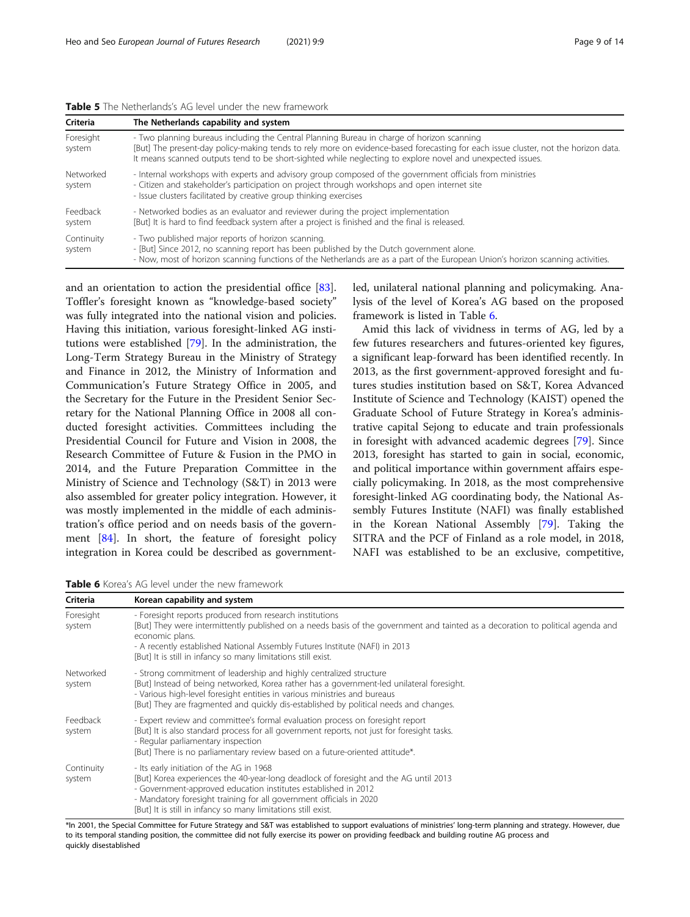**Table 5** The Netherlands's AG level under the new framework

| Criteria | The Netherlands capability and system |
|---|---|
| Foresight system | - Two planning bureaus including the Central Planning Bureau in charge of horizon scanning<br>[But] The present-day policy-making tends to rely more on evidence-based forecasting for each issue cluster, not the horizon data. It means scanned outputs tend to be short-sighted while neglecting to explore novel and unexpected issues. |
| Networked system | - Internal workshops with experts and advisory group composed of the government officials from ministries<br>- Citizen and stakeholder's participation on project through workshops and open internet site<br>- Issue clusters facilitated by creative group thinking exercises |
| Feedback system | - Networked bodies as an evaluator and reviewer during the project implementation<br>[But] It is hard to find feedback system after a project is finished and the final is released. |
| Continuity system | - Two published major reports of horizon scanning.<br>- [But] Since 2012, no scanning report has been published by the Dutch government alone.<br>- Now, most of horizon scanning functions of the Netherlands are as a part of the European Union's horizon scanning activities. |

and an orientation to action the presidential office [83]. Toffler's foresight known as "knowledge-based society" was fully integrated into the national vision and policies. Having this initiation, various foresight-linked AG institutions were established [79]. In the administration, the Long-Term Strategy Bureau in the Ministry of Strategy and Finance in 2012, the Ministry of Information and Communication's Future Strategy Office in 2005, and the Secretary for the Future in the President Senior Secretary for the National Planning Office in 2008 all conducted foresight activities. Committees including the Presidential Council for Future and Vision in 2008, the Research Committee of Future & Fusion in the PMO in 2014, and the Future Preparation Committee in the Ministry of Science and Technology (S&T) in 2013 were also assembled for greater policy integration. However, it was mostly implemented in the middle of each administration's office period and on needs basis of the government [84]. In short, the feature of foresight policy integration in Korea could be described as government-led, unilateral national planning and policymaking. Analysis of the level of Korea's AG based on the proposed framework is listed in Table 6.

Amid this lack of vividness in terms of AG, led by a few futures researchers and futures-oriented key figures, a significant leap-forward has been identified recently. In 2013, as the first government-approved foresight and futures studies institution based on S&T, Korea Advanced Institute of Science and Technology (KAIST) opened the Graduate School of Future Strategy in Korea's administrative capital Sejong to educate and train professionals in foresight with advanced academic degrees [79]. Since 2013, foresight has started to gain in social, economic, and political importance within government affairs especially policymaking. In 2018, as the most comprehensive foresight-linked AG coordinating body, the National Assembly Futures Institute (NAFI) was finally established in the Korean National Assembly [79]. Taking the SITRA and the PCF of Finland as a role model, in 2018, NAFI was established to be an exclusive, competitive,

**Table 6** Korea's AG level under the new framework

| Criteria | Korean capability and system |
|---|---|
| Foresight system | - Foresight reports produced from research institutions<br>[But] They were intermittently published on a needs basis of the government and tainted as a decoration to political agenda and economic plans.<br>- A recently established National Assembly Futures Institute (NAFI) in 2013<br>[But] It is still in infancy so many limitations still exist. |
| Networked system | - Strong commitment of leadership and highly centralized structure<br>[But] Instead of being networked, Korea rather has a government-led unilateral foresight.<br>- Various high-level foresight entities in various ministries and bureaus<br>[But] They are fragmented and quickly dis-established by political needs and changes. |
| Feedback system | - Expert review and committee's formal evaluation process on foresight report<br>[But] It is also standard process for all government reports, not just for foresight tasks.<br>- Regular parliamentary inspection<br>[But] There is no parliamentary review based on a future-oriented attitude*. |
| Continuity system | - Its early initiation of the AG in 1968<br>[But] Korea experiences the 40-year-long deadlock of foresight and the AG until 2013<br>- Government-approved education institutes established in 2012<br>- Mandatory foresight training for all government officials in 2020<br>[But] It is still in infancy so many limitations still exist. |

*In 2001, the Special Committee for Future Strategy and S&T was established to support evaluations of ministries' long-term planning and strategy. However, due to its temporal standing position, the committee did not fully exercise its power on providing feedback and building routine AG process and quickly disestablished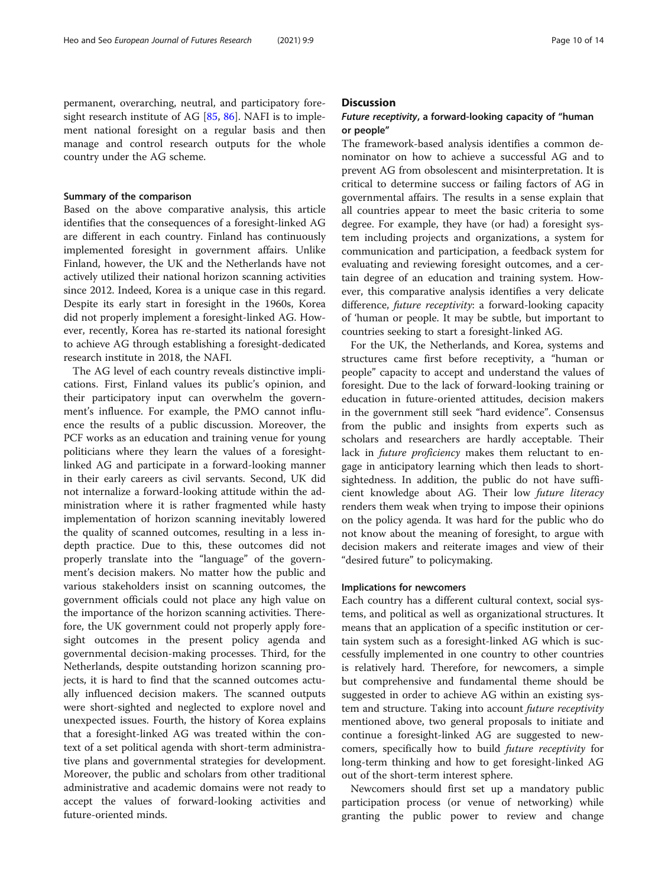permanent, overarching, neutral, and participatory foresight research institute of AG [85, 86]. NAFI is to implement national foresight on a regular basis and then manage and control research outputs for the whole country under the AG scheme.

### Summary of the comparison

Based on the above comparative analysis, this article identifies that the consequences of a foresight-linked AG are different in each country. Finland has continuously implemented foresight in government affairs. Unlike Finland, however, the UK and the Netherlands have not actively utilized their national horizon scanning activities since 2012. Indeed, Korea is a unique case in this regard. Despite its early start in foresight in the 1960s, Korea did not properly implement a foresight-linked AG. However, recently, Korea has re-started its national foresight to achieve AG through establishing a foresight-dedicated research institute in 2018, the NAFI.

The AG level of each country reveals distinctive implications. First, Finland values its public's opinion, and their participatory input can overwhelm the government's influence. For example, the PMO cannot influence the results of a public discussion. Moreover, the PCF works as an education and training venue for young politicians where they learn the values of a foresight-linked AG and participate in a forward-looking manner in their early careers as civil servants. Second, UK did not internalize a forward-looking attitude within the administration where it is rather fragmented while hasty implementation of horizon scanning inevitably lowered the quality of scanned outcomes, resulting in a less in-depth practice. Due to this, these outcomes did not properly translate into the "language" of the government's decision makers. No matter how the public and various stakeholders insist on scanning outcomes, the government officials could not place any high value on the importance of the horizon scanning activities. Therefore, the UK government could not properly apply foresight outcomes in the present policy agenda and governmental decision-making processes. Third, for the Netherlands, despite outstanding horizon scanning projects, it is hard to find that the scanned outcomes actually influenced decision makers. The scanned outputs were short-sighted and neglected to explore novel and unexpected issues. Fourth, the history of Korea explains that a foresight-linked AG was treated within the context of a set political agenda with short-term administrative plans and governmental strategies for development. Moreover, the public and scholars from other traditional administrative and academic domains were not ready to accept the values of forward-looking activities and future-oriented minds.

## Discussion

### *Future receptivity*, a forward-looking capacity of "human or people"

The framework-based analysis identifies a common denominator on how to achieve a successful AG and to prevent AG from obsolescent and misinterpretation. It is critical to determine success or failing factors of AG in governmental affairs. The results in a sense explain that all countries appear to meet the basic criteria to some degree. For example, they have (or had) a foresight system including projects and organizations, a system for communication and participation, a feedback system for evaluating and reviewing foresight outcomes, and a certain degree of an education and training system. However, this comparative analysis identifies a very delicate difference, *future receptivity*: a forward-looking capacity of 'human or people. It may be subtle, but important to countries seeking to start a foresight-linked AG.

For the UK, the Netherlands, and Korea, systems and structures came first before receptivity, a "human or people" capacity to accept and understand the values of foresight. Due to the lack of forward-looking training or education in future-oriented attitudes, decision makers in the government still seek "hard evidence". Consensus from the public and insights from experts such as scholars and researchers are hardly acceptable. Their lack in *future proficiency* makes them reluctant to engage in anticipatory learning which then leads to short-sightedness. In addition, the public do not have sufficient knowledge about AG. Their low *future literacy* renders them weak when trying to impose their opinions on the policy agenda. It was hard for the public who do not know about the meaning of foresight, to argue with decision makers and reiterate images and view of their "desired future" to policymaking.

### Implications for newcomers

Each country has a different cultural context, social systems, and political as well as organizational structures. It means that an application of a specific institution or certain system such as a foresight-linked AG which is successfully implemented in one country to other countries is relatively hard. Therefore, for newcomers, a simple but comprehensive and fundamental theme should be suggested in order to achieve AG within an existing system and structure. Taking into account *future receptivity* mentioned above, two general proposals to initiate and continue a foresight-linked AG are suggested to newcomers, specifically how to build *future receptivity* for long-term thinking and how to get foresight-linked AG out of the short-term interest sphere.

Newcomers should first set up a mandatory public participation process (or venue of networking) while granting the public power to review and change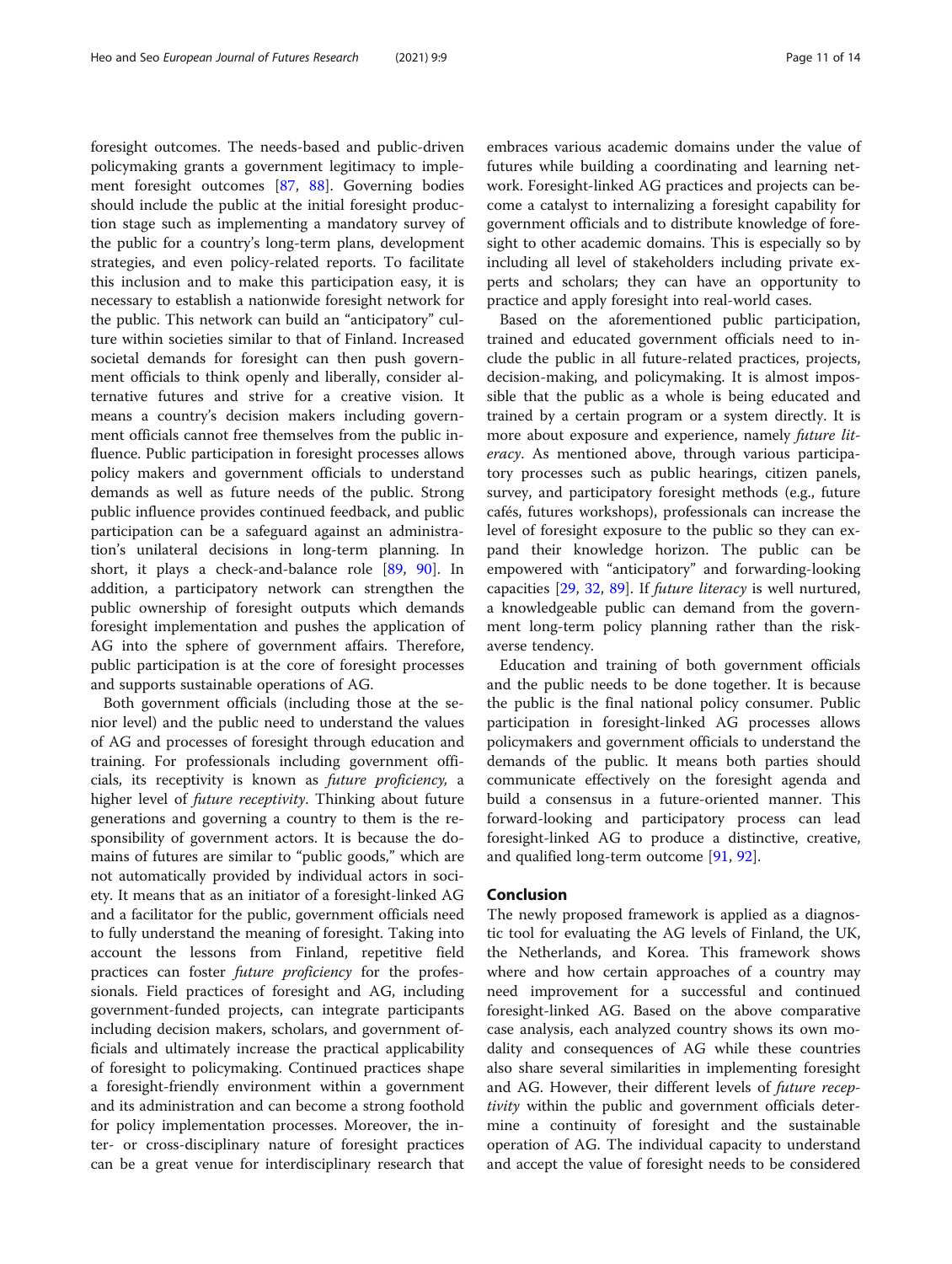foresight outcomes. The needs-based and public-driven policymaking grants a government legitimacy to implement foresight outcomes [87, 88]. Governing bodies should include the public at the initial foresight production stage such as implementing a mandatory survey of the public for a country's long-term plans, development strategies, and even policy-related reports. To facilitate this inclusion and to make this participation easy, it is necessary to establish a nationwide foresight network for the public. This network can build an "anticipatory" culture within societies similar to that of Finland. Increased societal demands for foresight can then push government officials to think openly and liberally, consider alternative futures and strive for a creative vision. It means a country's decision makers including government officials cannot free themselves from the public influence. Public participation in foresight processes allows policy makers and government officials to understand demands as well as future needs of the public. Strong public influence provides continued feedback, and public participation can be a safeguard against an administration's unilateral decisions in long-term planning. In short, it plays a check-and-balance role [89, 90]. In addition, a participatory network can strengthen the public ownership of foresight outputs which demands foresight implementation and pushes the application of AG into the sphere of government affairs. Therefore, public participation is at the core of foresight processes and supports sustainable operations of AG.

Both government officials (including those at the senior level) and the public need to understand the values of AG and processes of foresight through education and training. For professionals including government officials, its receptivity is known as *future proficiency,* a higher level of *future receptivity*. Thinking about future generations and governing a country to them is the responsibility of government actors. It is because the domains of futures are similar to "public goods," which are not automatically provided by individual actors in society. It means that as an initiator of a foresight-linked AG and a facilitator for the public, government officials need to fully understand the meaning of foresight. Taking into account the lessons from Finland, repetitive field practices can foster *future proficiency* for the professionals. Field practices of foresight and AG, including government-funded projects, can integrate participants including decision makers, scholars, and government officials and ultimately increase the practical applicability of foresight to policymaking. Continued practices shape a foresight-friendly environment within a government and its administration and can become a strong foothold for policy implementation processes. Moreover, the inter- or cross-disciplinary nature of foresight practices can be a great venue for interdisciplinary research that embraces various academic domains under the value of futures while building a coordinating and learning network. Foresight-linked AG practices and projects can become a catalyst to internalizing a foresight capability for government officials and to distribute knowledge of foresight to other academic domains. This is especially so by including all level of stakeholders including private experts and scholars; they can have an opportunity to practice and apply foresight into real-world cases.

Based on the aforementioned public participation, trained and educated government officials need to include the public in all future-related practices, projects, decision-making, and policymaking. It is almost impossible that the public as a whole is being educated and trained by a certain program or a system directly. It is more about exposure and experience, namely *future literacy*. As mentioned above, through various participatory processes such as public hearings, citizen panels, survey, and participatory foresight methods (e.g., future cafés, futures workshops), professionals can increase the level of foresight exposure to the public so they can expand their knowledge horizon. The public can be empowered with "anticipatory" and forwarding-looking capacities [29, 32, 89]. If *future literacy* is well nurtured, a knowledgeable public can demand from the government long-term policy planning rather than the risk-averse tendency.

Education and training of both government officials and the public needs to be done together. It is because the public is the final national policy consumer. Public participation in foresight-linked AG processes allows policymakers and government officials to understand the demands of the public. It means both parties should communicate effectively on the foresight agenda and build a consensus in a future-oriented manner. This forward-looking and participatory process can lead foresight-linked AG to produce a distinctive, creative, and qualified long-term outcome [91, 92].

## Conclusion

The newly proposed framework is applied as a diagnostic tool for evaluating the AG levels of Finland, the UK, the Netherlands, and Korea. This framework shows where and how certain approaches of a country may need improvement for a successful and continued foresight-linked AG. Based on the above comparative case analysis, each analyzed country shows its own modality and consequences of AG while these countries also share several similarities in implementing foresight and AG. However, their different levels of *future receptivity* within the public and government officials determine a continuity of foresight and the sustainable operation of AG. The individual capacity to understand and accept the value of foresight needs to be considered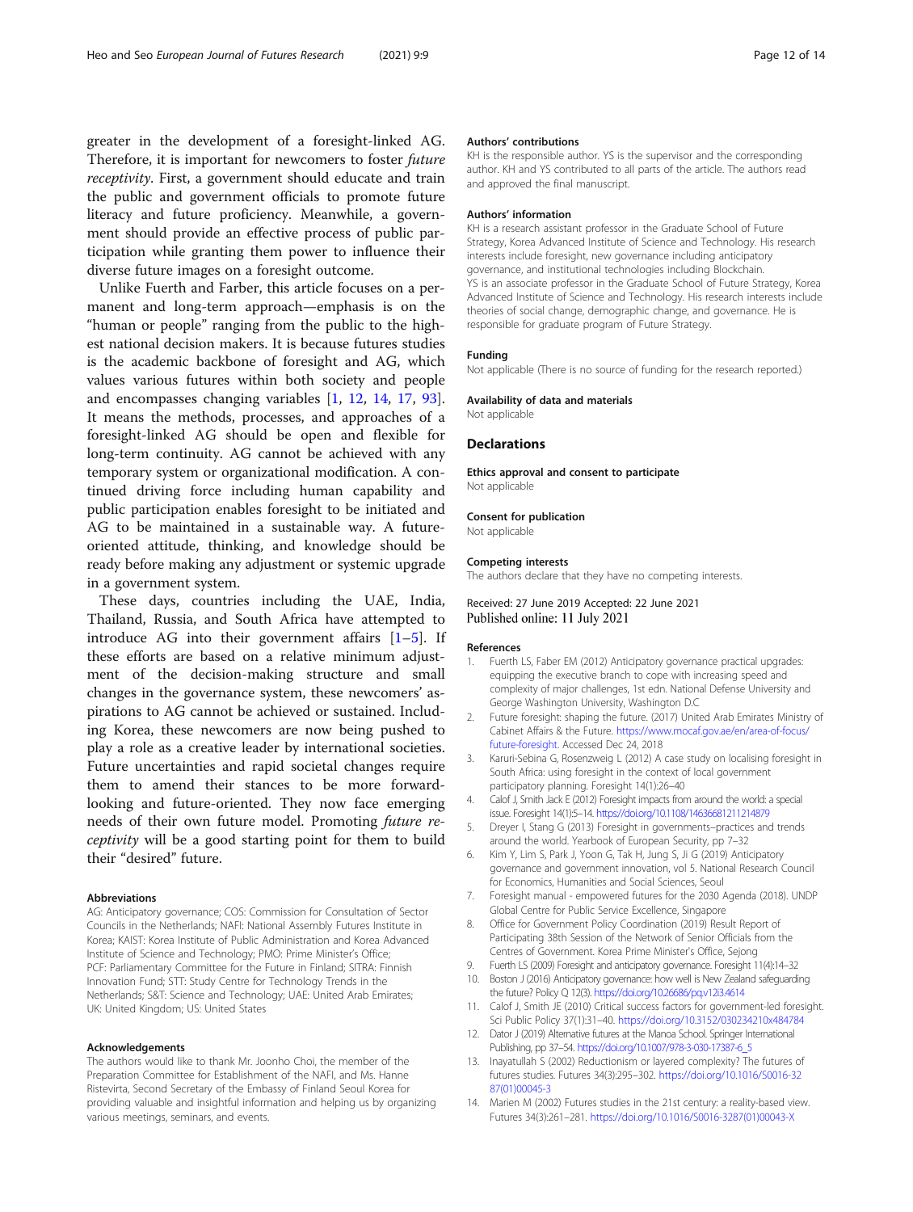greater in the development of a foresight-linked AG. Therefore, it is important for newcomers to foster *future receptivity*. First, a government should educate and train the public and government officials to promote future literacy and future proficiency. Meanwhile, a government should provide an effective process of public participation while granting them power to influence their diverse future images on a foresight outcome.

Unlike Fuerth and Farber, this article focuses on a permanent and long-term approach—emphasis is on the "human or people" ranging from the public to the highest national decision makers. It is because futures studies is the academic backbone of foresight and AG, which values various futures within both society and people and encompasses changing variables [1, 12, 14, 17, 93]. It means the methods, processes, and approaches of a foresight-linked AG should be open and flexible for long-term continuity. AG cannot be achieved with any temporary system or organizational modification. A continued driving force including human capability and public participation enables foresight to be initiated and AG to be maintained in a sustainable way. A future-oriented attitude, thinking, and knowledge should be ready before making any adjustment or systemic upgrade in a government system.

These days, countries including the UAE, India, Thailand, Russia, and South Africa have attempted to introduce AG into their government affairs [1–5]. If these efforts are based on a relative minimum adjustment of the decision-making structure and small changes in the governance system, these newcomers' aspirations to AG cannot be achieved or sustained. Including Korea, these newcomers are now being pushed to play a role as a creative leader by international societies. Future uncertainties and rapid societal changes require them to amend their stances to be more forward-looking and future-oriented. They now face emerging needs of their own future model. Promoting *future receptivity* will be a good starting point for them to build their "desired" future.

#### Abbreviations

AG: Anticipatory governance; COS: Commission for Consultation of Sector Councils in the Netherlands; NAFI: National Assembly Futures Institute in Korea; KAIST: Korea Institute of Public Administration and Korea Advanced Institute of Science and Technology; PMO: Prime Minister's Office; PCF: Parliamentary Committee for the Future in Finland; SITRA: Finnish Innovation Fund; STT: Study Centre for Technology Trends in the Netherlands; S&T: Science and Technology; UAE: United Arab Emirates; UK: United Kingdom; US: United States

#### Acknowledgements

The authors would like to thank Mr. Joonho Choi, the member of the Preparation Committee for Establishment of the NAFI, and Ms. Hanne Ristevirta, Second Secretary of the Embassy of Finland Seoul Korea for providing valuable and insightful information and helping us by organizing various meetings, seminars, and events.

#### Authors' contributions

KH is the responsible author. YS is the supervisor and the corresponding author. KH and YS contributed to all parts of the article. The authors read and approved the final manuscript.

#### Authors' information

KH is a research assistant professor in the Graduate School of Future Strategy, Korea Advanced Institute of Science and Technology. His research interests include foresight, new governance including anticipatory governance, and institutional technologies including Blockchain.
YS is an associate professor in the Graduate School of Future Strategy, Korea Advanced Institute of Science and Technology. His research interests include theories of social change, demographic change, and governance. He is responsible for graduate program of Future Strategy.

#### Funding

Not applicable (There is no source of funding for the research reported.)

#### Availability of data and materials

Not applicable

### Declarations

#### Ethics approval and consent to participate

Not applicable

#### Consent for publication

Not applicable

#### Competing interests

The authors declare that they have no competing interests.

Received: 27 June 2019 Accepted: 22 June 2021
Published online: 11 July 2021

#### References

1. Fuerth LS, Faber EM (2012) Anticipatory governance practical upgrades: equipping the executive branch to cope with increasing speed and complexity of major challenges, 1st edn. National Defense University and George Washington University, Washington D.C
2. Future foresight: shaping the future. (2017) United Arab Emirates Ministry of Cabinet Affairs & the Future. https://www.mocaf.gov.ae/en/area-of-focus/future-foresight. Accessed Dec 24, 2018
3. Karuri-Sebina G, Rosenzweig L (2012) A case study on localising foresight in South Africa: using foresight in the context of local government participatory planning. Foresight 14(1):26–40
4. Calof J, Smith Jack E (2012) Foresight impacts from around the world: a special issue. Foresight 14(1):5–14. https://doi.org/10.1108/14636681211214879
5. Dreyer I, Stang G (2013) Foresight in governments–practices and trends around the world. Yearbook of European Security, pp 7–32
6. Kim Y, Lim S, Park J, Yoon G, Tak H, Jung S, Ji G (2019) Anticipatory governance and government innovation, vol 5. National Research Council for Economics, Humanities and Social Sciences, Seoul
7. Foresight manual - empowered futures for the 2030 Agenda (2018). UNDP Global Centre for Public Service Excellence, Singapore
8. Office for Government Policy Coordination (2019) Result Report of Participating 38th Session of the Network of Senior Officials from the Centres of Government. Korea Prime Minister's Office, Sejong
9. Fuerth LS (2009) Foresight and anticipatory governance. Foresight 11(4):14–32
10. Boston J (2016) Anticipatory governance: how well is New Zealand safeguarding the future? Policy Q 12(3). https://doi.org/10.26686/pq.v12i3.4614
11. Calof J, Smith JE (2010) Critical success factors for government-led foresight. Sci Public Policy 37(1):31–40. https://doi.org/10.3152/030234210x484784
12. Dator J (2019) Alternative futures at the Manoa School. Springer International Publishing, pp 37–54. https://doi.org/10.1007/978-3-030-17387-6_5
13. Inayatullah S (2002) Reductionism or layered complexity? The futures of futures studies. Futures 34(3):295–302. https://doi.org/10.1016/S0016-3287(01)00045-3
14. Marien M (2002) Futures studies in the 21st century: a reality-based view. Futures 34(3):261–281. https://doi.org/10.1016/S0016-3287(01)00043-X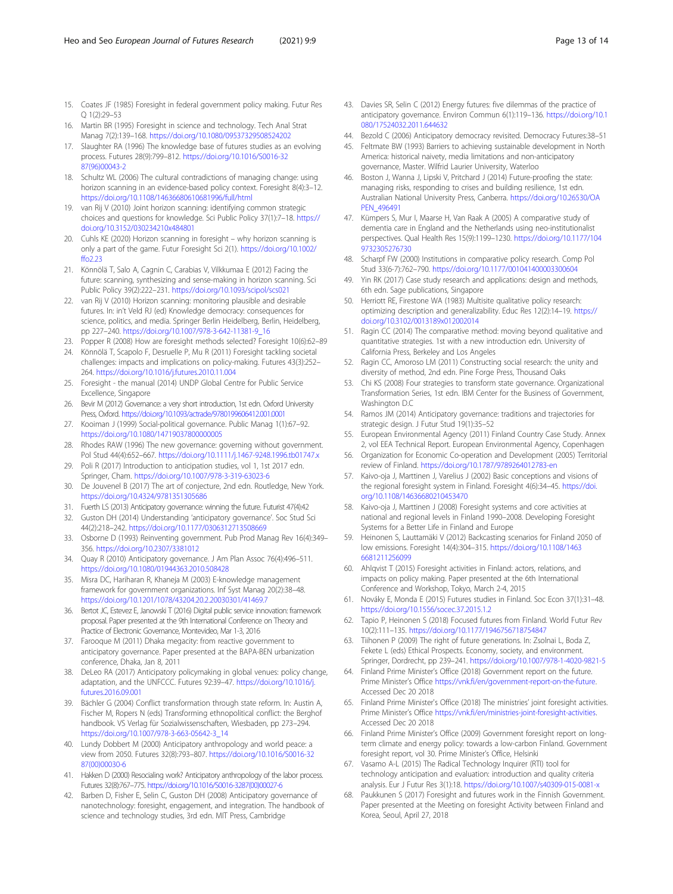15. Coates JF (1985) Foresight in federal government policy making. Futur Res Q 1(2):29–53
16. Martin BR (1995) Foresight in science and technology. Tech Anal Strat Manag 7(2):139–168. https://doi.org/10.1080/09537329508524202
17. Slaughter RA (1996) The knowledge base of futures studies as an evolving process. Futures 28(9):799–812. https://doi.org/10.1016/S0016-3287(96)00043-2
18. Schultz WL (2006) The cultural contradictions of managing change: using horizon scanning in an evidence-based policy context. Foresight 8(4):3–12. https://doi.org/10.1108/14636680610681996/full/html
19. van Rij V (2010) Joint horizon scanning: identifying common strategic choices and questions for knowledge. Sci Public Policy 37(1):7–18. https://doi.org/10.3152/030234210x484801
20. Cuhls KE (2020) Horizon scanning in foresight – why horizon scanning is only a part of the game. Futur Foresight Sci 2(1). https://doi.org/10.1002/ffo2.23
21. Könnölä T, Salo A, Cagnin C, Carabias V, Vilkkumaa E (2012) Facing the future: scanning, synthesizing and sense-making in horizon scanning. Sci Public Policy 39(2):222–231. https://doi.org/10.1093/scipol/scs021
22. van Rij V (2010) Horizon scanning: monitoring plausible and desirable futures. In: in't Veld RJ (ed) Knowledge democracy: consequences for science, politics, and media. Springer Berlin Heidelberg, Berlin, Heidelberg, pp 227–240. https://doi.org/10.1007/978-3-642-11381-9_16
23. Popper R (2008) How are foresight methods selected? Foresight 10(6):62–89
24. Könnölä T, Scapolo F, Desruelle P, Mu R (2011) Foresight tackling societal challenges: impacts and implications on policy-making. Futures 43(3):252–264. https://doi.org/10.1016/j.futures.2010.11.004
25. Foresight - the manual (2014) UNDP Global Centre for Public Service Excellence, Singapore
26. Bevir M (2012) Governance: a very short introduction, 1st edn. Oxford University Press, Oxford. https://doi.org/10.1093/actrade/9780199606412.001.0001
27. Kooiman J (1999) Social-political governance. Public Manag 1(1):67–92. https://doi.org/10.1080/14719037800000005
28. Rhodes RAW (1996) The new governance: governing without government. Pol Stud 44(4):652–667. https://doi.org/10.1111/j.1467-9248.1996.tb01747.x
29. Poli R (2017) Introduction to anticipation studies, vol 1, 1st 2017 edn. Springer, Cham. https://doi.org/10.1007/978-3-319-63023-6
30. De Jouvenel B (2017) The art of conjecture, 2nd edn. Routledge, New York. https://doi.org/10.4324/9781351305686
31. Fuerth LS (2013) Anticipatory governance: winning the future. Futurist 47(4):42
32. Guston DH (2014) Understanding 'anticipatory governance'. Soc Stud Sci 44(2):218–242. https://doi.org/10.1177/0306312713508669
33. Osborne D (1993) Reinventing government. Pub Prod Manag Rev 16(4):349–356. https://doi.org/10.2307/3381012
34. Quay R (2010) Anticipatory governance. J Am Plan Assoc 76(4):496–511. https://doi.org/10.1080/01944363.2010.508428
35. Misra DC, Hariharan R, Khaneja M (2003) E-knowledge management framework for government organizations. Inf Syst Manag 20(2):38–48. https://doi.org/10.1201/1078/43204.20.2.20030301/41469.7
36. Bertot JC, Estevez E, Janowski T (2016) Digital public service innovation: framework proposal. Paper presented at the 9th International Conference on Theory and Practice of Electronic Governance, Montevideo, Mar 1-3, 2016
37. Farooque M (2011) Dhaka megacity: from reactive government to anticipatory governance. Paper presented at the BAPA-BEN urbanization conference, Dhaka, Jan 8, 2011
38. DeLeo RA (2017) Anticipatory policymaking in global venues: policy change, adaptation, and the UNFCCC. Futures 92:39–47. https://doi.org/10.1016/j.futures.2016.09.001
39. Bächler G (2004) Conflict transformation through state reform. In: Austin A, Fischer M, Ropers N (eds) Transforming ethnopolitical conflict: the Berghof handbook. VS Verlag für Sozialwissenschaften, Wiesbaden, pp 273–294. https://doi.org/10.1007/978-3-663-05642-3_14
40. Lundy Dobbert M (2000) Anticipatory anthropology and world peace: a view from 2050. Futures 32(8):793–807. https://doi.org/10.1016/S0016-3287(00)00030-6
41. Hakken D (2000) Resocialing work? Anticipatory anthropology of the labor process. Futures 32(8):767–775. https://doi.org/10.1016/S0016-3287(00)00027-6
42. Barben D, Fisher E, Selin C, Guston DH (2008) Anticipatory governance of nanotechnology: foresight, engagement, and integration. The handbook of science and technology studies, 3rd edn. MIT Press, Cambridge
43. Davies SR, Selin C (2012) Energy futures: five dilemmas of the practice of anticipatory governance. Environ Commun 6(1):119–136. https://doi.org/10.1080/17524032.2011.644632
44. Bezold C (2006) Anticipatory democracy revisited. Democracy Futures:38–51
45. Feltmate BW (1993) Barriers to achieving sustainable development in North America: historical naivety, media limitations and non-anticipatory governance, Master. Wilfrid Laurier University, Waterloo
46. Boston J, Wanna J, Lipski V, Pritchard J (2014) Future-proofing the state: managing risks, responding to crises and building resilience, 1st edn. Australian National University Press, Canberra. https://doi.org/10.26530/OAPEN_496491
47. Kümpers S, Mur I, Maarse H, Van Raak A (2005) A comparative study of dementia care in England and the Netherlands using neo-institutionalist perspectives. Qual Health Res 15(9):1199–1230. https://doi.org/10.1177/1049732305276730
48. Scharpf FW (2000) Institutions in comparative policy research. Comp Pol Stud 33(6-7):762–790. https://doi.org/10.1177/001041400003300604
49. Yin RK (2017) Case study research and applications: design and methods, 6th edn. Sage publications, Singapore
50. Herriott RE, Firestone WA (1983) Multisite qualitative policy research: optimizing description and generalizability. Educ Res 12(2):14–19. https://doi.org/10.3102/0013189x012002014
51. Ragin CC (2014) The comparative method: moving beyond qualitative and quantitative strategies. 1st with a new introduction edn. University of California Press, Berkeley and Los Angeles
52. Ragin CC, Amoroso LM (2011) Constructing social research: the unity and diversity of method, 2nd edn. Pine Forge Press, Thousand Oaks
53. Chi KS (2008) Four strategies to transform state governance. Organizational Transformation Series, 1st edn. IBM Center for the Business of Government, Washington D.C
54. Ramos JM (2014) Anticipatory governance: traditions and trajectories for strategic design. J Futur Stud 19(1):35–52
55. European Environmental Agency (2011) Finland Country Case Study. Annex 2, vol EEA Technical Report. European Environmental Agency, Copenhagen
56. Organization for Economic Co-operation and Development (2005) Territorial review of Finland. https://doi.org/10.1787/9789264012783-en
57. Kaivo-oja J, Marttinen J, Varelius J (2002) Basic conceptions and visions of the regional foresight system in Finland. Foresight 4(6):34–45. https://doi.org/10.1108/14636680210453470
58. Kaivo-oja J, Marttinen J (2008) Foresight systems and core activities at national and regional levels in Finland 1990–2008. Developing Foresight Systems for a Better Life in Finland and Europe
59. Heinonen S, Lauttamäki V (2012) Backcasting scenarios for Finland 2050 of low emissions. Foresight 14(4):304–315. https://doi.org/10.1108/14636681211256099
60. Ahlqvist T (2015) Foresight activities in Finland: actors, relations, and impacts on policy making. Paper presented at the 6th International Conference and Workshop, Tokyo, March 2-4, 2015
61. Nováky E, Monda E (2015) Futures studies in Finland. Soc Econ 37(1):31–48. https://doi.org/10.1556/socec.37.2015.1.2
62. Tapio P, Heinonen S (2018) Focused futures from Finland. World Futur Rev 10(2):111–135. https://doi.org/10.1177/1946756718754847
63. Tiihonen P (2009) The right of future generations. In: Zsolnai L, Boda Z, Fekete L (eds) Ethical Prospects. Economy, society, and environment. Springer, Dordrecht, pp 239–241. https://doi.org/10.1007/978-1-4020-9821-5
64. Finland Prime Minister's Office (2018) Government report on the future. Prime Minister's Office https://vnk.fi/en/government-report-on-the-future. Accessed Dec 20 2018
65. Finland Prime Minister's Office (2018) The ministries' joint foresight activities. Prime Minister's Office https://vnk.fi/en/ministries-joint-foresight-activities. Accessed Dec 20 2018
66. Finland Prime Minister's Office (2009) Government foresight report on long-term climate and energy policy: towards a low-carbon Finland. Government foresight report, vol 30. Prime Minister's Office, Helsinki
67. Vasamo A-L (2015) The Radical Technology Inquirer (RTI) tool for technology anticipation and evaluation: introduction and quality criteria analysis. Eur J Futur Res 3(1):18. https://doi.org/10.1007/s40309-015-0081-x
68. Paukkunen S (2017) Foresight and futures work in the Finnish Government. Paper presented at the Meeting on foresight Activity between Finland and Korea, Seoul, April 27, 2018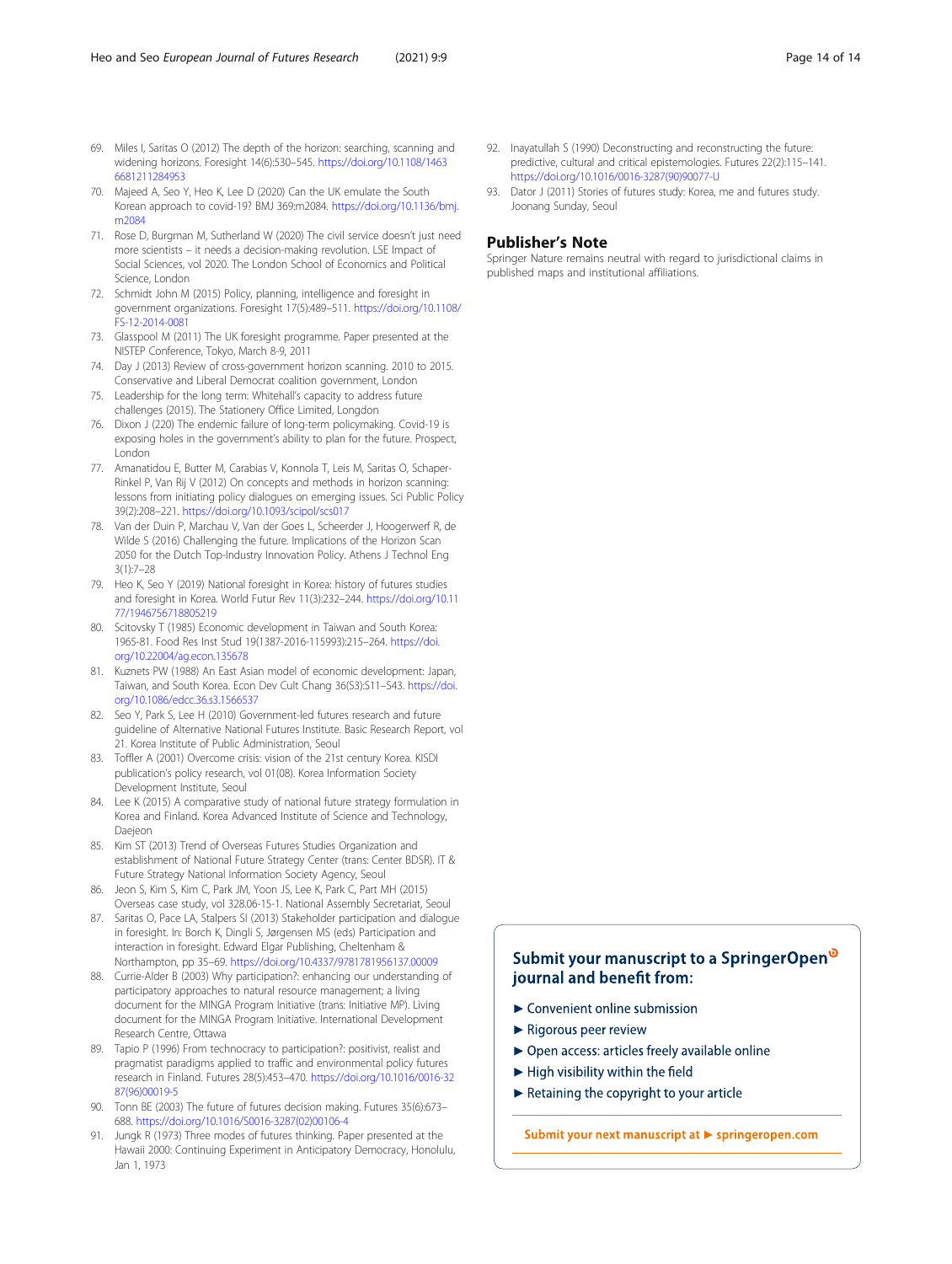69. Miles I, Saritas O (2012) The depth of the horizon: searching, scanning and widening horizons. Foresight 14(6):530–545. https://doi.org/10.1108/14636681211284953
70. Majeed A, Seo Y, Heo K, Lee D (2020) Can the UK emulate the South Korean approach to covid-19? BMJ 369:m2084. https://doi.org/10.1136/bmj.m2084
71. Rose D, Burgman M, Sutherland W (2020) The civil service doesn't just need more scientists – it needs a decision-making revolution. LSE Impact of Social Sciences, vol 2020. The London School of Economics and Political Science, London
72. Schmidt John M (2015) Policy, planning, intelligence and foresight in government organizations. Foresight 17(5):489–511. https://doi.org/10.1108/FS-12-2014-0081
73. Glasspool M (2011) The UK foresight programme. Paper presented at the NISTEP Conference, Tokyo, March 8-9, 2011
74. Day J (2013) Review of cross-government horizon scanning. 2010 to 2015. Conservative and Liberal Democrat coalition government, London
75. Leadership for the long term: Whitehall's capacity to address future challenges (2015). The Stationery Office Limited, Longdon
76. Dixon J (220) The endemic failure of long-term policymaking. Covid-19 is exposing holes in the government's ability to plan for the future. Prospect, London
77. Amanatidou E, Butter M, Carabias V, Konnola T, Leis M, Saritas O, Schaper-Rinkel P, Van Rij V (2012) On concepts and methods in horizon scanning: lessons from initiating policy dialogues on emerging issues. Sci Public Policy 39(2):208–221. https://doi.org/10.1093/scipol/scs017
78. Van der Duin P, Marchau V, Van der Goes L, Scheerder J, Hoogerwerf R, de Wilde S (2016) Challenging the future. Implications of the Horizon Scan 2050 for the Dutch Top-Industry Innovation Policy. Athens J Technol Eng 3(1):7–28
79. Heo K, Seo Y (2019) National foresight in Korea: history of futures studies and foresight in Korea. World Futur Rev 11(3):232–244. https://doi.org/10.1177/1946756718805219
80. Scitovsky T (1985) Economic development in Taiwan and South Korea: 1965-81. Food Res Inst Stud 19(1387-2016-115993):215–264. https://doi.org/10.22004/ag.econ.135678
81. Kuznets PW (1988) An East Asian model of economic development: Japan, Taiwan, and South Korea. Econ Dev Cult Chang 36(S3):S11–S43. https://doi.org/10.1086/edcc.36.s3.1566537
82. Seo Y, Park S, Lee H (2010) Government-led futures research and future guideline of Alternative National Futures Institute. Basic Research Report, vol 21. Korea Institute of Public Administration, Seoul
83. Toffler A (2001) Overcome crisis: vision of the 21st century Korea. KISDI publication's policy research, vol 01(08). Korea Information Society Development Institute, Seoul
84. Lee K (2015) A comparative study of national future strategy formulation in Korea and Finland. Korea Advanced Institute of Science and Technology, Daejeon
85. Kim ST (2013) Trend of Overseas Futures Studies Organization and establishment of National Future Strategy Center (trans: Center BDSR). IT & Future Strategy National Information Society Agency, Seoul
86. Jeon S, Kim S, Kim C, Park JM, Yoon JS, Lee K, Park C, Part MH (2015) Overseas case study, vol 328.06-15-1. National Assembly Secretariat, Seoul
87. Saritas O, Pace LA, Stalpers SI (2013) Stakeholder participation and dialogue in foresight. In: Borch K, Dingli S, Jørgensen MS (eds) Participation and interaction in foresight. Edward Elgar Publishing, Cheltenham & Northampton, pp 35–69. https://doi.org/10.4337/9781781956137.00009
88. Currie-Alder B (2003) Why participation?: enhancing our understanding of participatory approaches to natural resource management; a living document for the MINGA Program Initiative (trans: Initiative MP). Living document for the MINGA Program Initiative. International Development Research Centre, Ottawa
89. Tapio P (1996) From technocracy to participation?: positivist, realist and pragmatist paradigms applied to traffic and environmental policy futures research in Finland. Futures 28(5):453–470. https://doi.org/10.1016/0016-3287(96)00019-5
90. Tonn BE (2003) The future of futures decision making. Futures 35(6):673–688. https://doi.org/10.1016/S0016-3287(02)00106-4
91. Jungk R (1973) Three modes of futures thinking. Paper presented at the Hawaii 2000: Continuing Experiment in Anticipatory Democracy, Honolulu, Jan 1, 1973
92. Inayatullah S (1990) Deconstructing and reconstructing the future: predictive, cultural and critical epistemologies. Futures 22(2):115–141. https://doi.org/10.1016/0016-3287(90)90077-U
93. Dator J (2011) Stories of futures study: Korea, me and futures study. Joonang Sunday, Seoul

## Publisher's Note

Springer Nature remains neutral with regard to jurisdictional claims in published maps and institutional affiliations.

**Submit your manuscript to a SpringerOpen journal and benefit from:**

- ► Convenient online submission
- ► Rigorous peer review
- ► Open access: articles freely available online
- ► High visibility within the field
- ► Retaining the copyright to your article

**Submit your next manuscript at ► springeropen.com**